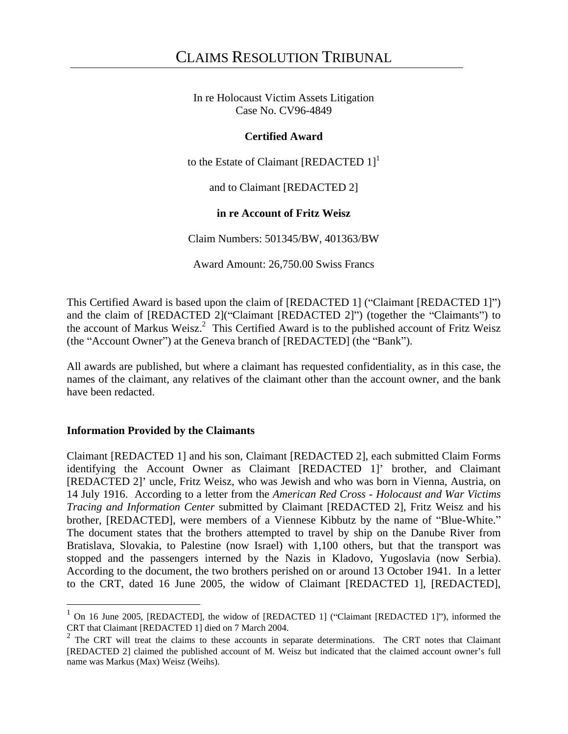# CLAIMS RESOLUTION TRIBUNAL

In re Holocaust Victim Assets Litigation
Case No. CV96-4849

**Certified Award**

to the Estate of Claimant [REDACTED 1][1]

and to Claimant [REDACTED 2]

**in re Account of Fritz Weisz**

Claim Numbers: 501345/BW, 401363/BW

Award Amount: 26,750.00 Swiss Francs

This Certified Award is based upon the claim of [REDACTED 1] ("Claimant [REDACTED 1]") and the claim of [REDACTED 2]("Claimant [REDACTED 2]") (together the "Claimants") to the account of Markus Weisz.[2] This Certified Award is to the published account of Fritz Weisz (the "Account Owner") at the Geneva branch of [REDACTED] (the "Bank").

All awards are published, but where a claimant has requested confidentiality, as in this case, the names of the claimant, any relatives of the claimant other than the account owner, and the bank have been redacted.

### Information Provided by the Claimants

Claimant [REDACTED 1] and his son, Claimant [REDACTED 2], each submitted Claim Forms identifying the Account Owner as Claimant [REDACTED 1]' brother, and Claimant [REDACTED 2]' uncle, Fritz Weisz, who was Jewish and who was born in Vienna, Austria, on 14 July 1916. According to a letter from the *American Red Cross - Holocaust and War Victims Tracing and Information Center* submitted by Claimant [REDACTED 2], Fritz Weisz and his brother, [REDACTED], were members of a Viennese Kibbutz by the name of "Blue-White." The document states that the brothers attempted to travel by ship on the Danube River from Bratislava, Slovakia, to Palestine (now Israel) with 1,100 others, but that the transport was stopped and the passengers interned by the Nazis in Kladovo, Yugoslavia (now Serbia). According to the document, the two brothers perished on or around 13 October 1941. In a letter to the CRT, dated 16 June 2005, the widow of Claimant [REDACTED 1], [REDACTED],

[1] On 16 June 2005, [REDACTED], the widow of [REDACTED 1] ("Claimant [REDACTED 1]"), informed the CRT that Claimant [REDACTED 1] died on 7 March 2004.

[2] The CRT will treat the claims to these accounts in separate determinations. The CRT notes that Claimant [REDACTED 2] claimed the published account of M. Weisz but indicated that the claimed account owner's full name was Markus (Max) Weisz (Weihs).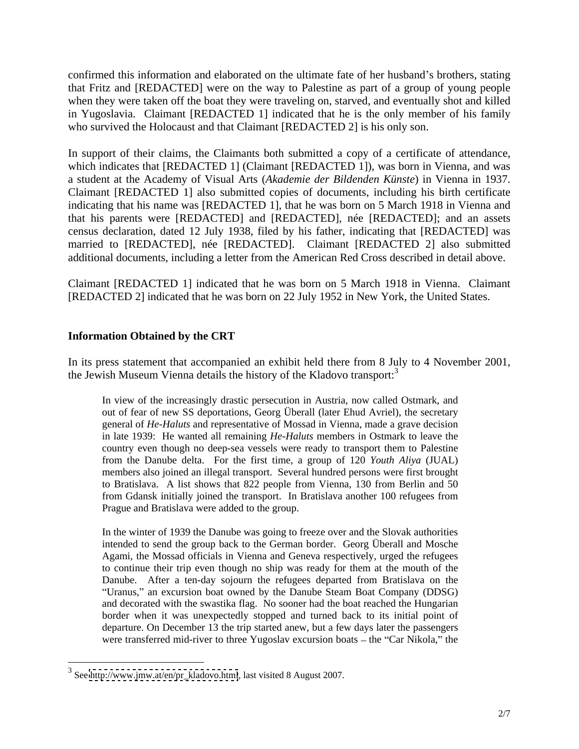confirmed this information and elaborated on the ultimate fate of her husband's brothers, stating that Fritz and [REDACTED] were on the way to Palestine as part of a group of young people when they were taken off the boat they were traveling on, starved, and eventually shot and killed in Yugoslavia. Claimant [REDACTED 1] indicated that he is the only member of his family who survived the Holocaust and that Claimant [REDACTED 2] is his only son.

In support of their claims, the Claimants both submitted a copy of a certificate of attendance, which indicates that [REDACTED 1] (Claimant [REDACTED 1]), was born in Vienna, and was a student at the Academy of Visual Arts (*Akademie der Bildenden Künste*) in Vienna in 1937. Claimant [REDACTED 1] also submitted copies of documents, including his birth certificate indicating that his name was [REDACTED 1], that he was born on 5 March 1918 in Vienna and that his parents were [REDACTED] and [REDACTED], née [REDACTED]; and an assets census declaration, dated 12 July 1938, filed by his father, indicating that [REDACTED] was married to [REDACTED], née [REDACTED]. Claimant [REDACTED 2] also submitted additional documents, including a letter from the American Red Cross described in detail above.

Claimant [REDACTED 1] indicated that he was born on 5 March 1918 in Vienna. Claimant [REDACTED 2] indicated that he was born on 22 July 1952 in New York, the United States.

## Information Obtained by the CRT

In its press statement that accompanied an exhibit held there from 8 July to 4 November 2001, the Jewish Museum Vienna details the history of the Kladovo transport:[3]

> In view of the increasingly drastic persecution in Austria, now called Ostmark, and out of fear of new SS deportations, Georg Überall (later Ehud Avriel), the secretary general of *He-Haluts* and representative of Mossad in Vienna, made a grave decision in late 1939: He wanted all remaining *He-Haluts* members in Ostmark to leave the country even though no deep-sea vessels were ready to transport them to Palestine from the Danube delta. For the first time, a group of 120 *Youth Aliya* (JUAL) members also joined an illegal transport. Several hundred persons were first brought to Bratislava. A list shows that 822 people from Vienna, 130 from Berlin and 50 from Gdansk initially joined the transport. In Bratislava another 100 refugees from Prague and Bratislava were added to the group.
>
> In the winter of 1939 the Danube was going to freeze over and the Slovak authorities intended to send the group back to the German border. Georg Überall and Mosche Agami, the Mossad officials in Vienna and Geneva respectively, urged the refugees to continue their trip even though no ship was ready for them at the mouth of the Danube. After a ten-day sojourn the refugees departed from Bratislava on the "Uranus," an excursion boat owned by the Danube Steam Boat Company (DDSG) and decorated with the swastika flag. No sooner had the boat reached the Hungarian border when it was unexpectedly stopped and turned back to its initial point of departure. On December 13 the trip started anew, but a few days later the passengers were transferred mid-river to three Yugoslav excursion boats – the "Car Nikola," the

[3] See http://www.jmw.at/en/pr_kladovo.html, last visited 8 August 2007.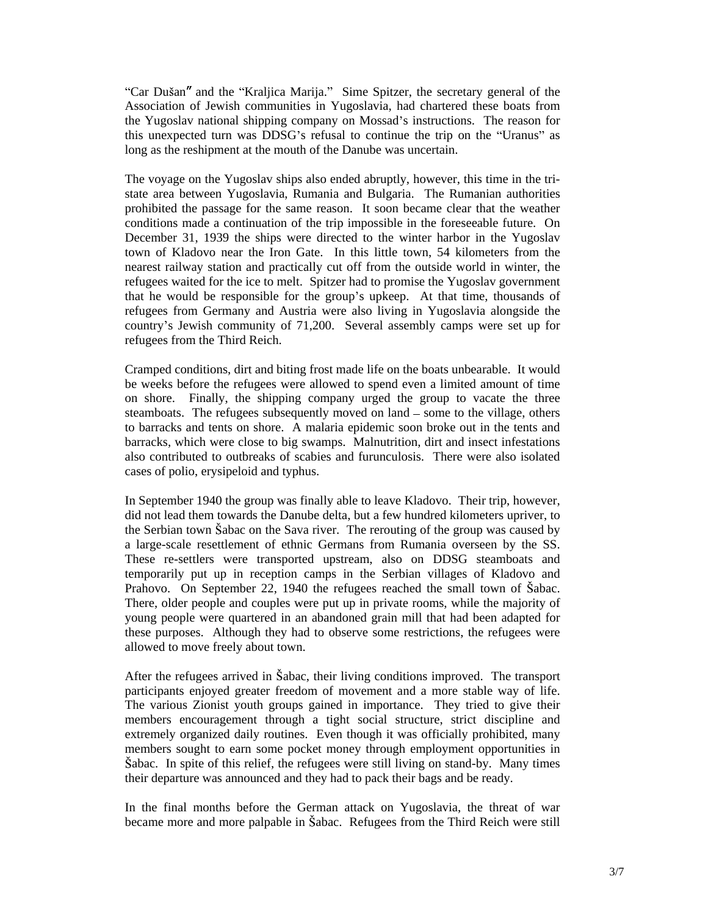"Car Dušan" and the "Kraljica Marija." Sime Spitzer, the secretary general of the Association of Jewish communities in Yugoslavia, had chartered these boats from the Yugoslav national shipping company on Mossad's instructions. The reason for this unexpected turn was DDSG's refusal to continue the trip on the "Uranus" as long as the reshipment at the mouth of the Danube was uncertain.

The voyage on the Yugoslav ships also ended abruptly, however, this time in the tri-state area between Yugoslavia, Rumania and Bulgaria. The Rumanian authorities prohibited the passage for the same reason. It soon became clear that the weather conditions made a continuation of the trip impossible in the foreseeable future. On December 31, 1939 the ships were directed to the winter harbor in the Yugoslav town of Kladovo near the Iron Gate. In this little town, 54 kilometers from the nearest railway station and practically cut off from the outside world in winter, the refugees waited for the ice to melt. Spitzer had to promise the Yugoslav government that he would be responsible for the group's upkeep. At that time, thousands of refugees from Germany and Austria were also living in Yugoslavia alongside the country's Jewish community of 71,200. Several assembly camps were set up for refugees from the Third Reich.

Cramped conditions, dirt and biting frost made life on the boats unbearable. It would be weeks before the refugees were allowed to spend even a limited amount of time on shore. Finally, the shipping company urged the group to vacate the three steamboats. The refugees subsequently moved on land – some to the village, others to barracks and tents on shore. A malaria epidemic soon broke out in the tents and barracks, which were close to big swamps. Malnutrition, dirt and insect infestations also contributed to outbreaks of scabies and furunculosis. There were also isolated cases of polio, erysipeloid and typhus.

In September 1940 the group was finally able to leave Kladovo. Their trip, however, did not lead them towards the Danube delta, but a few hundred kilometers upriver, to the Serbian town Šabac on the Sava river. The rerouting of the group was caused by a large-scale resettlement of ethnic Germans from Rumania overseen by the SS. These re-settlers were transported upstream, also on DDSG steamboats and temporarily put up in reception camps in the Serbian villages of Kladovo and Prahovo. On September 22, 1940 the refugees reached the small town of Šabac. There, older people and couples were put up in private rooms, while the majority of young people were quartered in an abandoned grain mill that had been adapted for these purposes. Although they had to observe some restrictions, the refugees were allowed to move freely about town.

After the refugees arrived in Šabac, their living conditions improved. The transport participants enjoyed greater freedom of movement and a more stable way of life. The various Zionist youth groups gained in importance. They tried to give their members encouragement through a tight social structure, strict discipline and extremely organized daily routines. Even though it was officially prohibited, many members sought to earn some pocket money through employment opportunities in Šabac. In spite of this relief, the refugees were still living on stand-by. Many times their departure was announced and they had to pack their bags and be ready.

In the final months before the German attack on Yugoslavia, the threat of war became more and more palpable in Šabac. Refugees from the Third Reich were still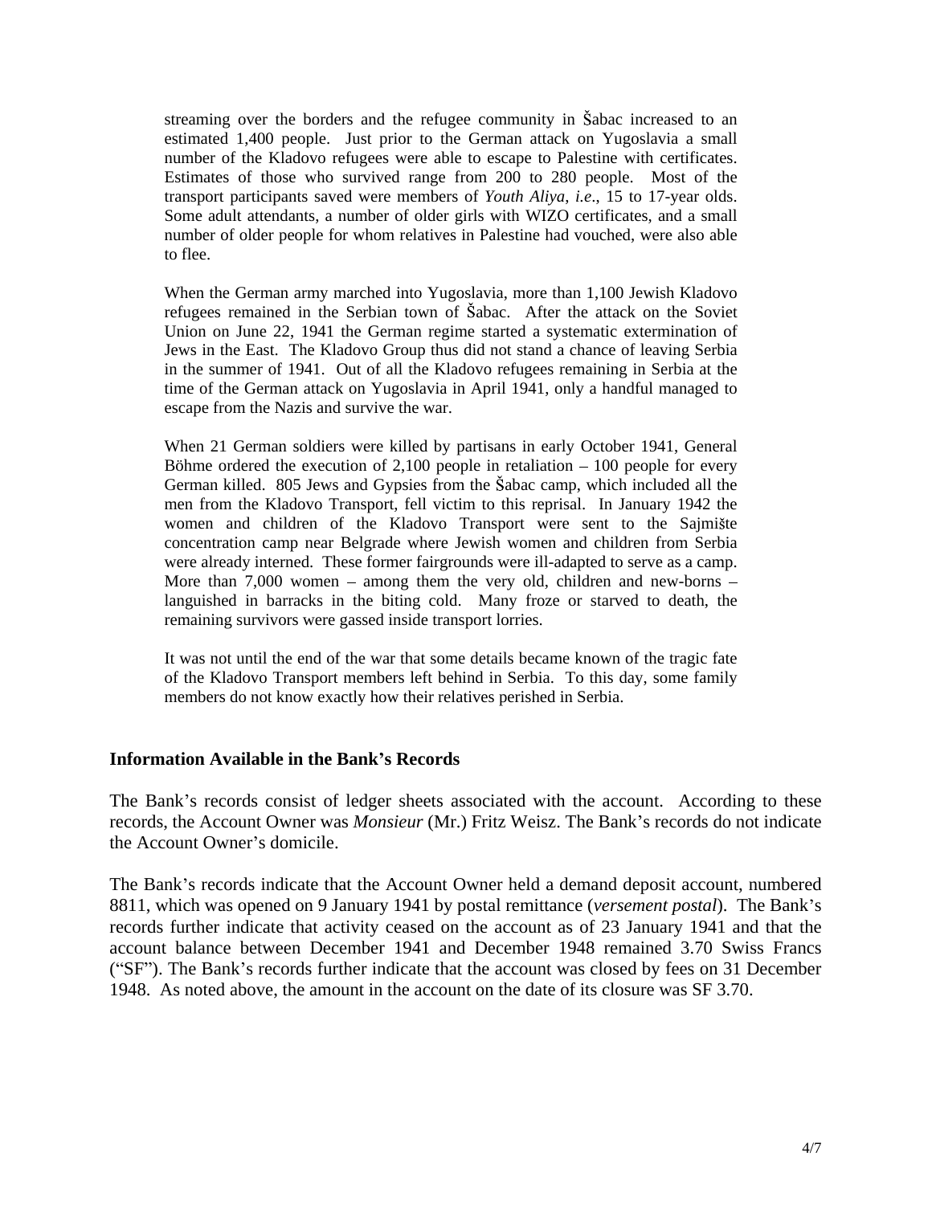streaming over the borders and the refugee community in Šabac increased to an estimated 1,400 people. Just prior to the German attack on Yugoslavia a small number of the Kladovo refugees were able to escape to Palestine with certificates. Estimates of those who survived range from 200 to 280 people. Most of the transport participants saved were members of *Youth Aliya*, *i.e*., 15 to 17-year olds. Some adult attendants, a number of older girls with WIZO certificates, and a small number of older people for whom relatives in Palestine had vouched, were also able to flee.

When the German army marched into Yugoslavia, more than 1,100 Jewish Kladovo refugees remained in the Serbian town of Šabac. After the attack on the Soviet Union on June 22, 1941 the German regime started a systematic extermination of Jews in the East. The Kladovo Group thus did not stand a chance of leaving Serbia in the summer of 1941. Out of all the Kladovo refugees remaining in Serbia at the time of the German attack on Yugoslavia in April 1941, only a handful managed to escape from the Nazis and survive the war.

When 21 German soldiers were killed by partisans in early October 1941, General Böhme ordered the execution of 2,100 people in retaliation – 100 people for every German killed. 805 Jews and Gypsies from the Šabac camp, which included all the men from the Kladovo Transport, fell victim to this reprisal. In January 1942 the women and children of the Kladovo Transport were sent to the Sajmište concentration camp near Belgrade where Jewish women and children from Serbia were already interned. These former fairgrounds were ill-adapted to serve as a camp. More than 7,000 women – among them the very old, children and new-borns – languished in barracks in the biting cold. Many froze or starved to death, the remaining survivors were gassed inside transport lorries.

It was not until the end of the war that some details became known of the tragic fate of the Kladovo Transport members left behind in Serbia. To this day, some family members do not know exactly how their relatives perished in Serbia.

## Information Available in the Bank's Records

The Bank's records consist of ledger sheets associated with the account. According to these records, the Account Owner was *Monsieur* (Mr.) Fritz Weisz. The Bank's records do not indicate the Account Owner's domicile.

The Bank's records indicate that the Account Owner held a demand deposit account, numbered 8811, which was opened on 9 January 1941 by postal remittance (*versement postal*). The Bank's records further indicate that activity ceased on the account as of 23 January 1941 and that the account balance between December 1941 and December 1948 remained 3.70 Swiss Francs ("SF"). The Bank's records further indicate that the account was closed by fees on 31 December 1948. As noted above, the amount in the account on the date of its closure was SF 3.70.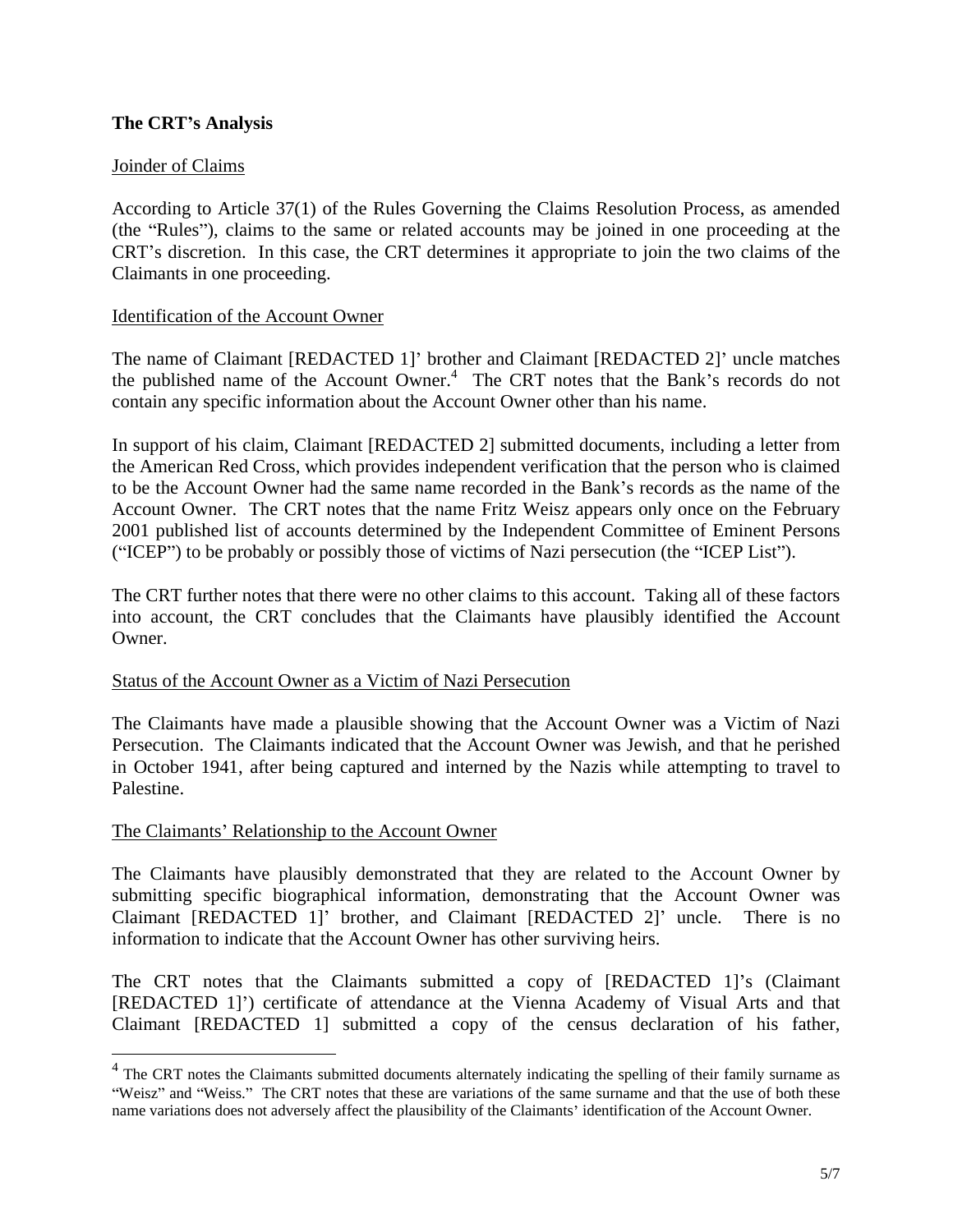**The CRT's Analysis**

Joinder of Claims

According to Article 37(1) of the Rules Governing the Claims Resolution Process, as amended (the "Rules"), claims to the same or related accounts may be joined in one proceeding at the CRT's discretion. In this case, the CRT determines it appropriate to join the two claims of the Claimants in one proceeding.

Identification of the Account Owner

The name of Claimant [REDACTED 1]' brother and Claimant [REDACTED 2]' uncle matches the published name of the Account Owner.[4] The CRT notes that the Bank's records do not contain any specific information about the Account Owner other than his name.

In support of his claim, Claimant [REDACTED 2] submitted documents, including a letter from the American Red Cross, which provides independent verification that the person who is claimed to be the Account Owner had the same name recorded in the Bank's records as the name of the Account Owner. The CRT notes that the name Fritz Weisz appears only once on the February 2001 published list of accounts determined by the Independent Committee of Eminent Persons ("ICEP") to be probably or possibly those of victims of Nazi persecution (the "ICEP List").

The CRT further notes that there were no other claims to this account. Taking all of these factors into account, the CRT concludes that the Claimants have plausibly identified the Account Owner.

Status of the Account Owner as a Victim of Nazi Persecution

The Claimants have made a plausible showing that the Account Owner was a Victim of Nazi Persecution. The Claimants indicated that the Account Owner was Jewish, and that he perished in October 1941, after being captured and interned by the Nazis while attempting to travel to Palestine.

The Claimants' Relationship to the Account Owner

The Claimants have plausibly demonstrated that they are related to the Account Owner by submitting specific biographical information, demonstrating that the Account Owner was Claimant [REDACTED 1]' brother, and Claimant [REDACTED 2]' uncle. There is no information to indicate that the Account Owner has other surviving heirs.

The CRT notes that the Claimants submitted a copy of [REDACTED 1]'s (Claimant [REDACTED 1]') certificate of attendance at the Vienna Academy of Visual Arts and that Claimant [REDACTED 1] submitted a copy of the census declaration of his father,

---

[4] The CRT notes the Claimants submitted documents alternately indicating the spelling of their family surname as "Weisz" and "Weiss." The CRT notes that these are variations of the same surname and that the use of both these name variations does not adversely affect the plausibility of the Claimants' identification of the Account Owner.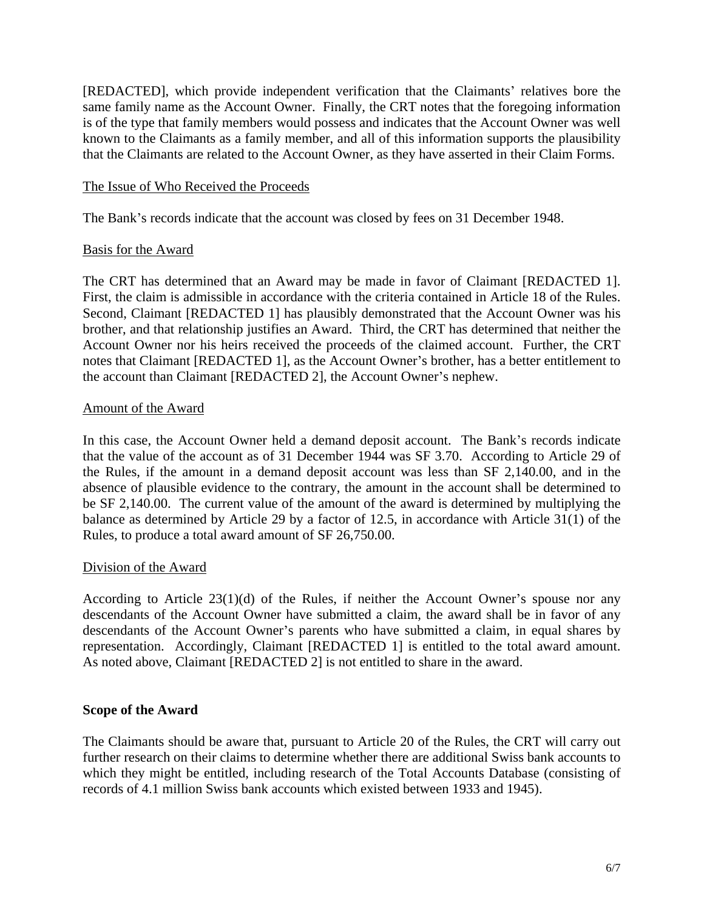[REDACTED], which provide independent verification that the Claimants' relatives bore the same family name as the Account Owner. Finally, the CRT notes that the foregoing information is of the type that family members would possess and indicates that the Account Owner was well known to the Claimants as a family member, and all of this information supports the plausibility that the Claimants are related to the Account Owner, as they have asserted in their Claim Forms.

### The Issue of Who Received the Proceeds

The Bank's records indicate that the account was closed by fees on 31 December 1948.

### Basis for the Award

The CRT has determined that an Award may be made in favor of Claimant [REDACTED 1]. First, the claim is admissible in accordance with the criteria contained in Article 18 of the Rules. Second, Claimant [REDACTED 1] has plausibly demonstrated that the Account Owner was his brother, and that relationship justifies an Award. Third, the CRT has determined that neither the Account Owner nor his heirs received the proceeds of the claimed account. Further, the CRT notes that Claimant [REDACTED 1], as the Account Owner's brother, has a better entitlement to the account than Claimant [REDACTED 2], the Account Owner's nephew.

### Amount of the Award

In this case, the Account Owner held a demand deposit account. The Bank's records indicate that the value of the account as of 31 December 1944 was SF 3.70. According to Article 29 of the Rules, if the amount in a demand deposit account was less than SF 2,140.00, and in the absence of plausible evidence to the contrary, the amount in the account shall be determined to be SF 2,140.00. The current value of the amount of the award is determined by multiplying the balance as determined by Article 29 by a factor of 12.5, in accordance with Article 31(1) of the Rules, to produce a total award amount of SF 26,750.00.

### Division of the Award

According to Article 23(1)(d) of the Rules, if neither the Account Owner's spouse nor any descendants of the Account Owner have submitted a claim, the award shall be in favor of any descendants of the Account Owner's parents who have submitted a claim, in equal shares by representation. Accordingly, Claimant [REDACTED 1] is entitled to the total award amount. As noted above, Claimant [REDACTED 2] is not entitled to share in the award.

## Scope of the Award

The Claimants should be aware that, pursuant to Article 20 of the Rules, the CRT will carry out further research on their claims to determine whether there are additional Swiss bank accounts to which they might be entitled, including research of the Total Accounts Database (consisting of records of 4.1 million Swiss bank accounts which existed between 1933 and 1945).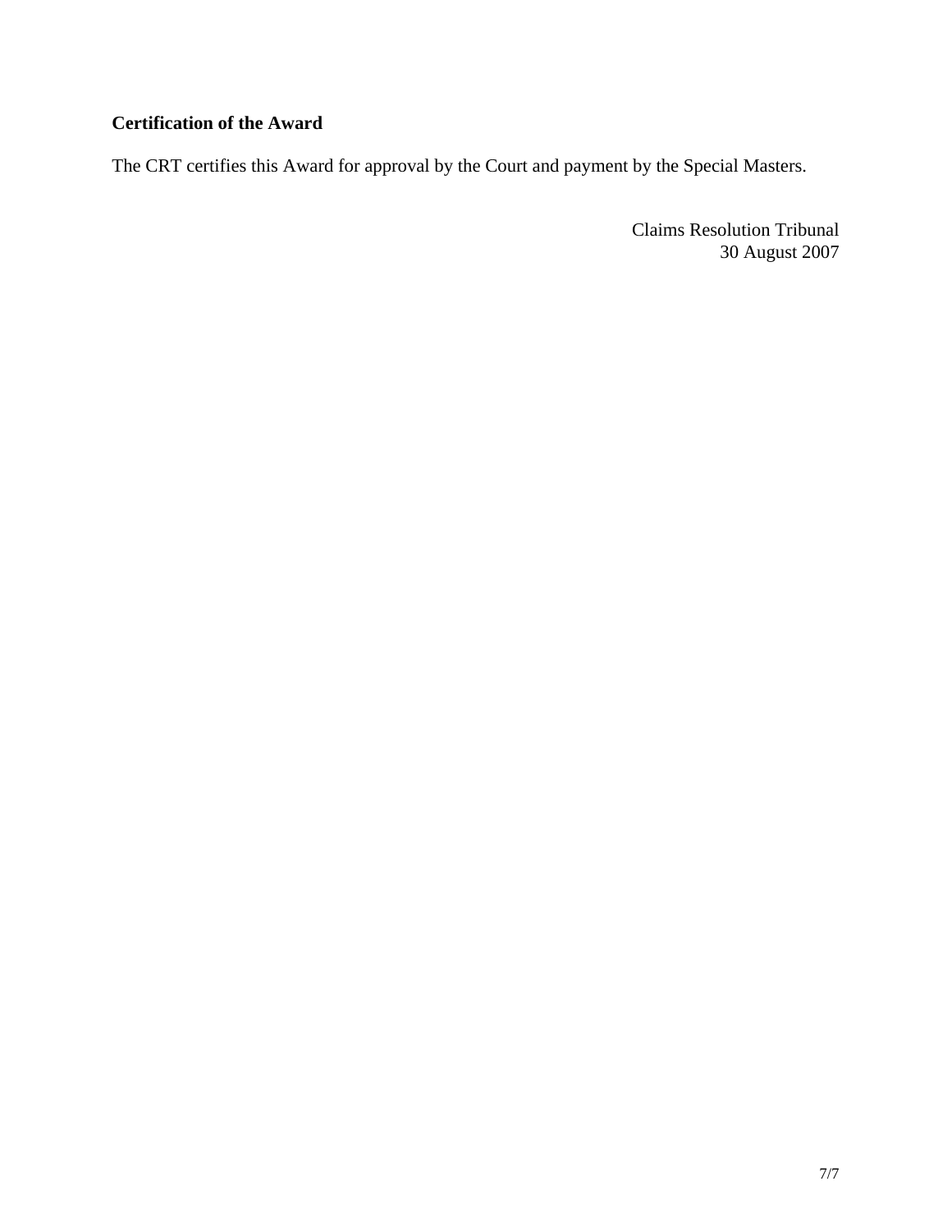**Certification of the Award**

The CRT certifies this Award for approval by the Court and payment by the Special Masters.

Claims Resolution Tribunal
30 August 2007